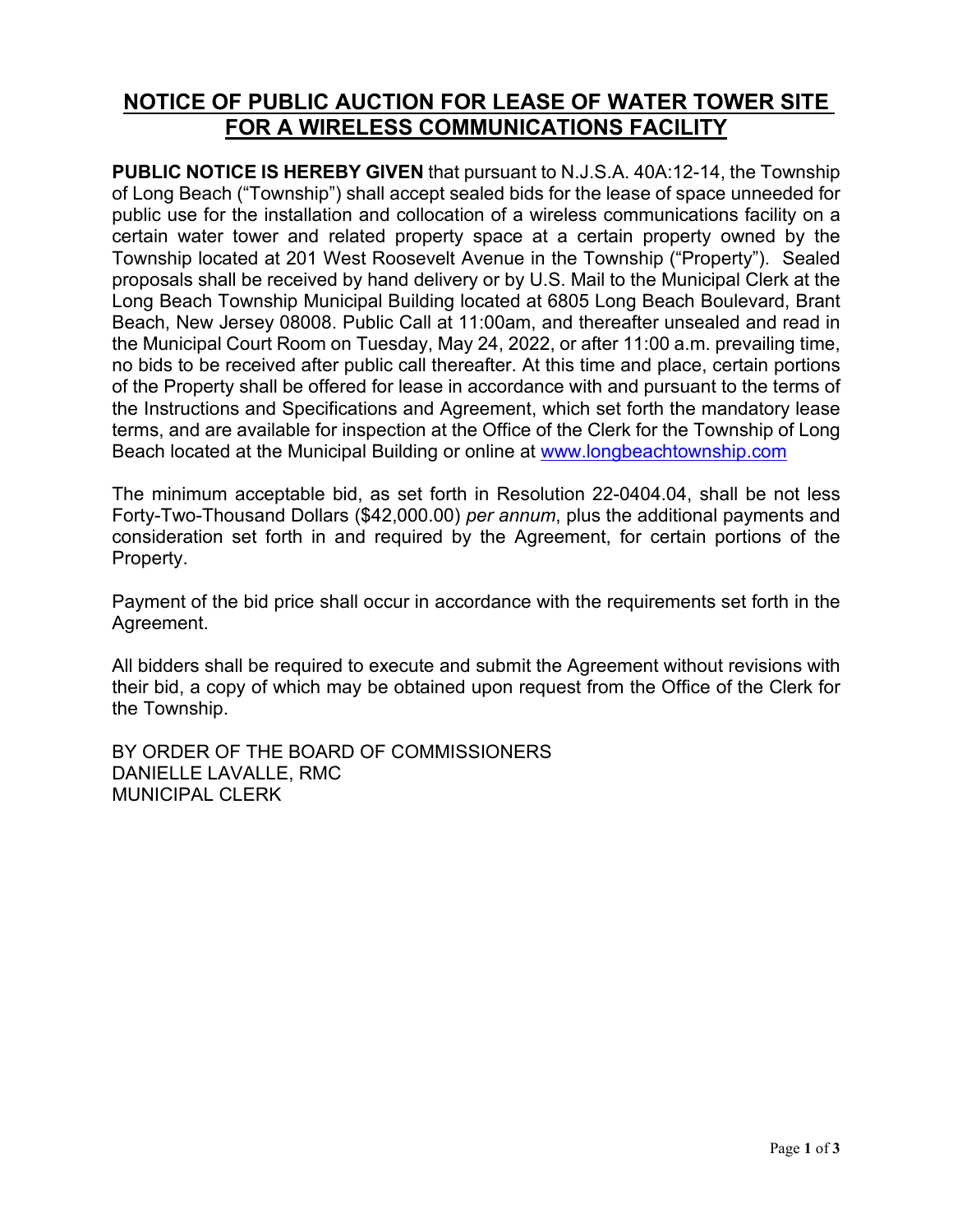# NOTICE OF PUBLIC AUCTION FOR LEASE OF WATER TOWER SITE FOR A WIRELESS COMMUNICATIONS FACILITY

**PUBLIC NOTICE IS HEREBY GIVEN** that pursuant to N.J.S.A. 40A:12-14, the Township of Long Beach ("Township") shall accept sealed bids for the lease of space unneeded for public use for the installation and collocation of a wireless communications facility on a certain water tower and related property space at a certain property owned by the Township located at 201 West Roosevelt Avenue in the Township ("Property"). Sealed proposals shall be received by hand delivery or by U.S. Mail to the Municipal Clerk at the Long Beach Township Municipal Building located at 6805 Long Beach Boulevard, Brant Beach, New Jersey 08008. Public Call at 11:00am, and thereafter unsealed and read in the Municipal Court Room on Tuesday, May 24, 2022, or after 11:00 a.m. prevailing time, no bids to be received after public call thereafter. At this time and place, certain portions of the Property shall be offered for lease in accordance with and pursuant to the terms of the Instructions and Specifications and Agreement, which set forth the mandatory lease terms, and are available for inspection at the Office of the Clerk for the Township of Long Beach located at the Municipal Building or online at www.longbeachtownship.com

The minimum acceptable bid, as set forth in Resolution 22-0404.04, shall be not less Forty-Two-Thousand Dollars ($42,000.00) *per annum*, plus the additional payments and consideration set forth in and required by the Agreement, for certain portions of the Property.

Payment of the bid price shall occur in accordance with the requirements set forth in the Agreement.

All bidders shall be required to execute and submit the Agreement without revisions with their bid, a copy of which may be obtained upon request from the Office of the Clerk for the Township.

BY ORDER OF THE BOARD OF COMMISSIONERS
DANIELLE LAVALLE, RMC
MUNICIPAL CLERK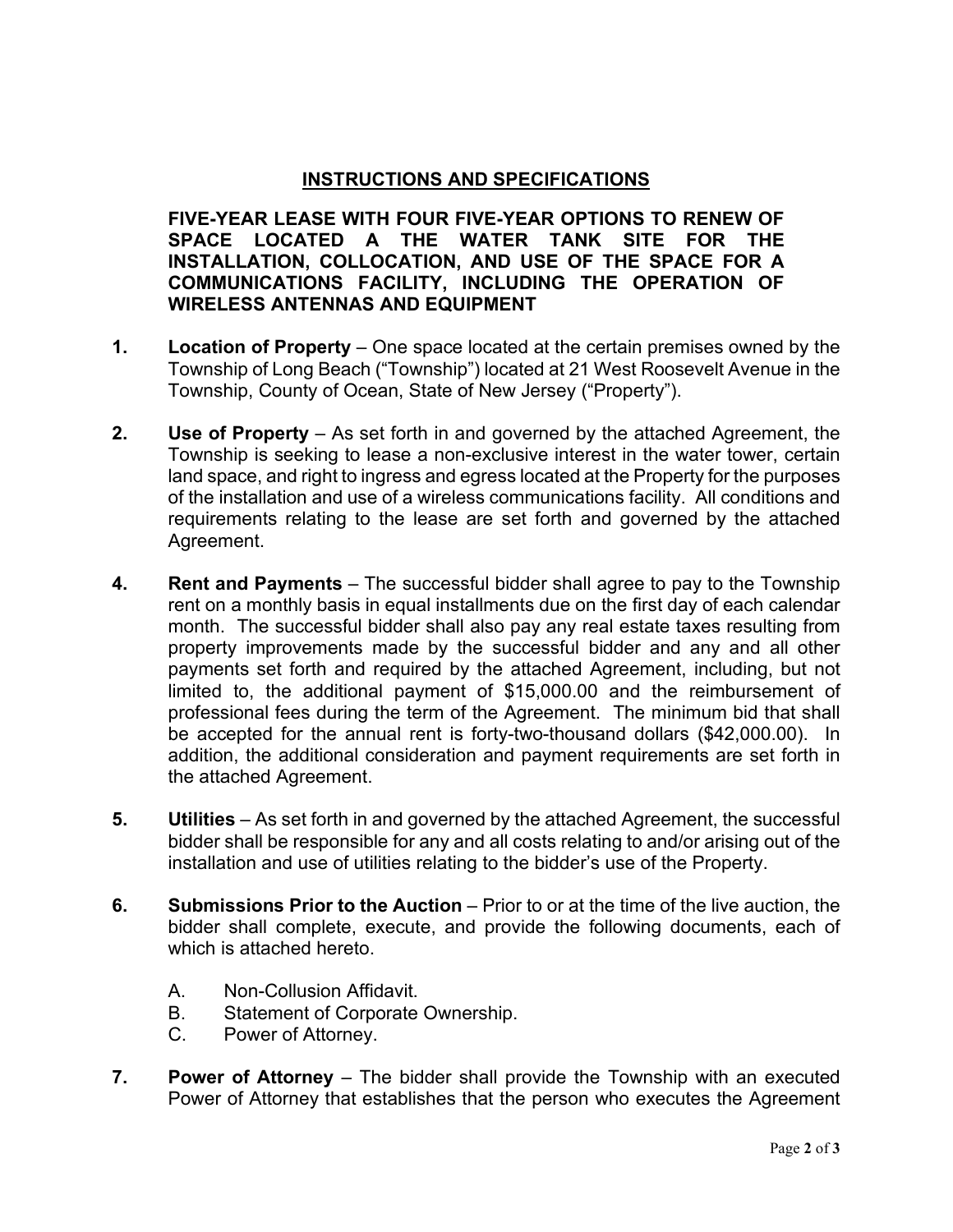## INSTRUCTIONS AND SPECIFICATIONS

**FIVE-YEAR LEASE WITH FOUR FIVE-YEAR OPTIONS TO RENEW OF SPACE LOCATED A THE WATER TANK SITE FOR THE INSTALLATION, COLLOCATION, AND USE OF THE SPACE FOR A COMMUNICATIONS FACILITY, INCLUDING THE OPERATION OF WIRELESS ANTENNAS AND EQUIPMENT**

**1.** **Location of Property** – One space located at the certain premises owned by the Township of Long Beach ("Township") located at 21 West Roosevelt Avenue in the Township, County of Ocean, State of New Jersey ("Property").

**2.** **Use of Property** – As set forth in and governed by the attached Agreement, the Township is seeking to lease a non-exclusive interest in the water tower, certain land space, and right to ingress and egress located at the Property for the purposes of the installation and use of a wireless communications facility. All conditions and requirements relating to the lease are set forth and governed by the attached Agreement.

**4.** **Rent and Payments** – The successful bidder shall agree to pay to the Township rent on a monthly basis in equal installments due on the first day of each calendar month. The successful bidder shall also pay any real estate taxes resulting from property improvements made by the successful bidder and any and all other payments set forth and required by the attached Agreement, including, but not limited to, the additional payment of $15,000.00 and the reimbursement of professional fees during the term of the Agreement. The minimum bid that shall be accepted for the annual rent is forty-two-thousand dollars ($42,000.00). In addition, the additional consideration and payment requirements are set forth in the attached Agreement.

**5.** **Utilities** – As set forth in and governed by the attached Agreement, the successful bidder shall be responsible for any and all costs relating to and/or arising out of the installation and use of utilities relating to the bidder's use of the Property.

**6.** **Submissions Prior to the Auction** – Prior to or at the time of the live auction, the bidder shall complete, execute, and provide the following documents, each of which is attached hereto.

A. Non-Collusion Affidavit.
B. Statement of Corporate Ownership.
C. Power of Attorney.

**7.** **Power of Attorney** – The bidder shall provide the Township with an executed Power of Attorney that establishes that the person who executes the Agreement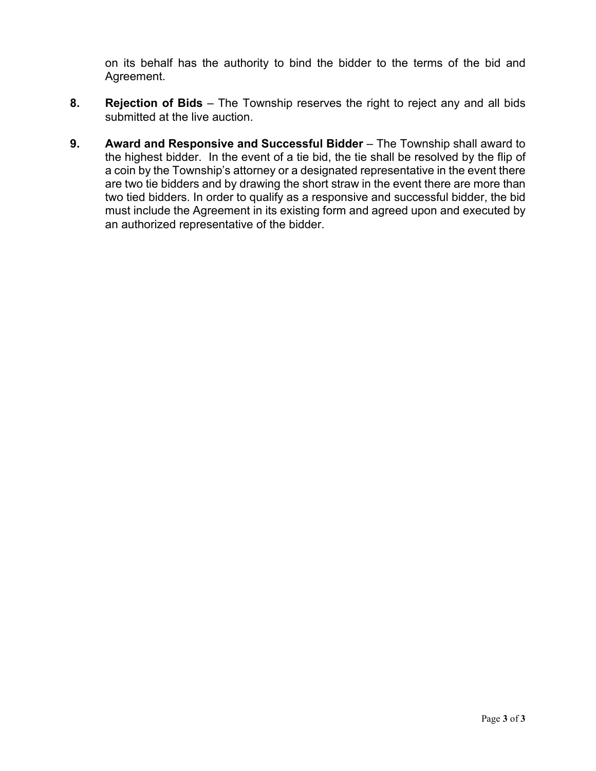on its behalf has the authority to bind the bidder to the terms of the bid and Agreement.

8. **Rejection of Bids** – The Township reserves the right to reject any and all bids submitted at the live auction.

9. **Award and Responsive and Successful Bidder** – The Township shall award to the highest bidder. In the event of a tie bid, the tie shall be resolved by the flip of a coin by the Township's attorney or a designated representative in the event there are two tie bidders and by drawing the short straw in the event there are more than two tied bidders. In order to qualify as a responsive and successful bidder, the bid must include the Agreement in its existing form and agreed upon and executed by an authorized representative of the bidder.